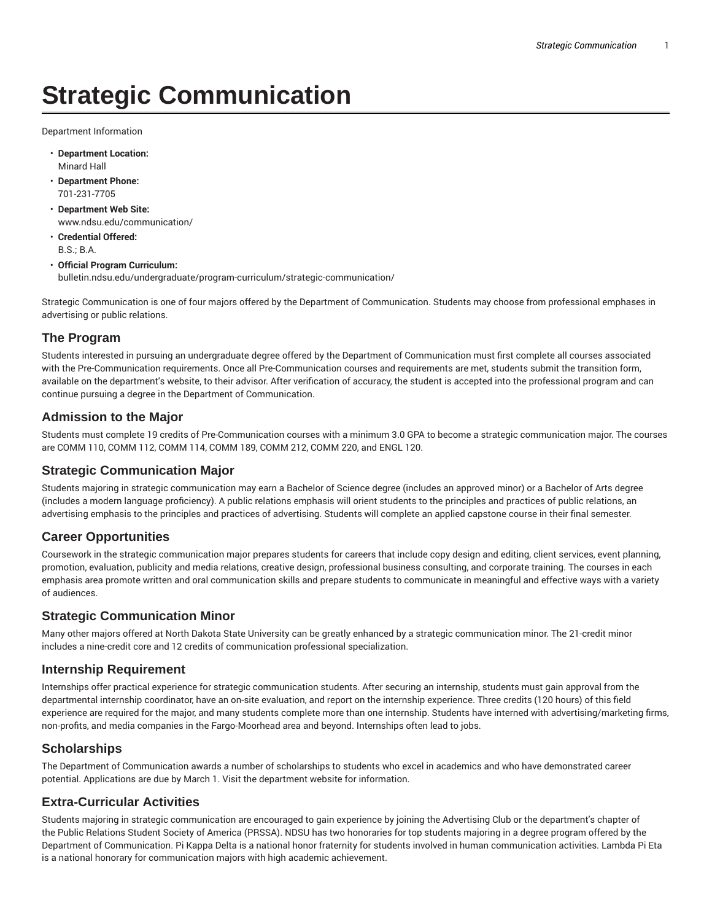# Strategic Communication

Department Information

- **Department Location:**
  Minard Hall
- **Department Phone:**
  701-231-7705
- **Department Web Site:**
  www.ndsu.edu/communication/
- **Credential Offered:**
  B.S.; B.A.
- **Official Program Curriculum:**
  bulletin.ndsu.edu/undergraduate/program-curriculum/strategic-communication/

Strategic Communication is one of four majors offered by the Department of Communication. Students may choose from professional emphases in advertising or public relations.

## The Program

Students interested in pursuing an undergraduate degree offered by the Department of Communication must first complete all courses associated with the Pre-Communication requirements. Once all Pre-Communication courses and requirements are met, students submit the transition form, available on the department's website, to their advisor. After verification of accuracy, the student is accepted into the professional program and can continue pursuing a degree in the Department of Communication.

## Admission to the Major

Students must complete 19 credits of Pre-Communication courses with a minimum 3.0 GPA to become a strategic communication major. The courses are COMM 110, COMM 112, COMM 114, COMM 189, COMM 212, COMM 220, and ENGL 120.

## Strategic Communication Major

Students majoring in strategic communication may earn a Bachelor of Science degree (includes an approved minor) or a Bachelor of Arts degree (includes a modern language proficiency). A public relations emphasis will orient students to the principles and practices of public relations, an advertising emphasis to the principles and practices of advertising. Students will complete an applied capstone course in their final semester.

## Career Opportunities

Coursework in the strategic communication major prepares students for careers that include copy design and editing, client services, event planning, promotion, evaluation, publicity and media relations, creative design, professional business consulting, and corporate training. The courses in each emphasis area promote written and oral communication skills and prepare students to communicate in meaningful and effective ways with a variety of audiences.

## Strategic Communication Minor

Many other majors offered at North Dakota State University can be greatly enhanced by a strategic communication minor. The 21-credit minor includes a nine-credit core and 12 credits of communication professional specialization.

## Internship Requirement

Internships offer practical experience for strategic communication students. After securing an internship, students must gain approval from the departmental internship coordinator, have an on-site evaluation, and report on the internship experience. Three credits (120 hours) of this field experience are required for the major, and many students complete more than one internship. Students have interned with advertising/marketing firms, non-profits, and media companies in the Fargo-Moorhead area and beyond. Internships often lead to jobs.

## Scholarships

The Department of Communication awards a number of scholarships to students who excel in academics and who have demonstrated career potential. Applications are due by March 1. Visit the department website for information.

## Extra-Curricular Activities

Students majoring in strategic communication are encouraged to gain experience by joining the Advertising Club or the department's chapter of the Public Relations Student Society of America (PRSSA). NDSU has two honoraries for top students majoring in a degree program offered by the Department of Communication. Pi Kappa Delta is a national honor fraternity for students involved in human communication activities. Lambda Pi Eta is a national honorary for communication majors with high academic achievement.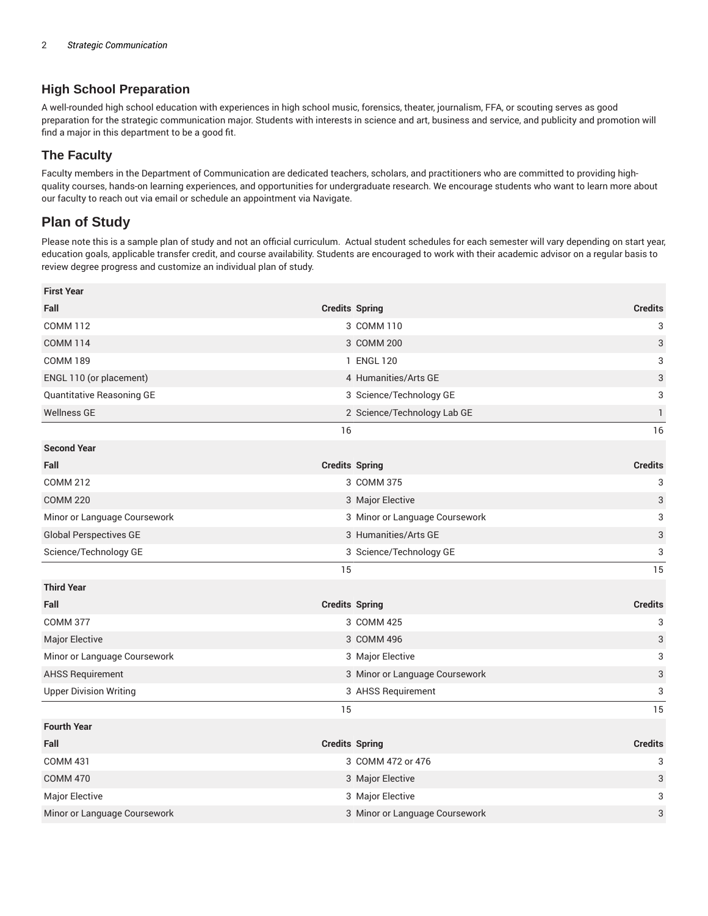## High School Preparation

A well-rounded high school education with experiences in high school music, forensics, theater, journalism, FFA, or scouting serves as good preparation for the strategic communication major. Students with interests in science and art, business and service, and publicity and promotion will find a major in this department to be a good fit.

## The Faculty

Faculty members in the Department of Communication are dedicated teachers, scholars, and practitioners who are committed to providing high-quality courses, hands-on learning experiences, and opportunities for undergraduate research. We encourage students who want to learn more about our faculty to reach out via email or schedule an appointment via Navigate.

# Plan of Study

Please note this is a sample plan of study and not an official curriculum. Actual student schedules for each semester will vary depending on start year, education goals, applicable transfer credit, and course availability. Students are encouraged to work with their academic advisor on a regular basis to review degree progress and customize an individual plan of study.

| First Year | | | |
|---|---|---|---|
| **Fall** | **Credits** | **Spring** | **Credits** |
| COMM 112 | 3 | COMM 110 | 3 |
| COMM 114 | 3 | COMM 200 | 3 |
| COMM 189 | 1 | ENGL 120 | 3 |
| ENGL 110 (or placement) | 4 | Humanities/Arts GE | 3 |
| Quantitative Reasoning GE | 3 | Science/Technology GE | 3 |
| Wellness GE | 2 | Science/Technology Lab GE | 1 |
| | 16 | | 16 |
| **Second Year** | | | |
| **Fall** | **Credits** | **Spring** | **Credits** |
| COMM 212 | 3 | COMM 375 | 3 |
| COMM 220 | 3 | Major Elective | 3 |
| Minor or Language Coursework | 3 | Minor or Language Coursework | 3 |
| Global Perspectives GE | 3 | Humanities/Arts GE | 3 |
| Science/Technology GE | 3 | Science/Technology GE | 3 |
| | 15 | | 15 |
| **Third Year** | | | |
| **Fall** | **Credits** | **Spring** | **Credits** |
| COMM 377 | 3 | COMM 425 | 3 |
| Major Elective | 3 | COMM 496 | 3 |
| Minor or Language Coursework | 3 | Major Elective | 3 |
| AHSS Requirement | 3 | Minor or Language Coursework | 3 |
| Upper Division Writing | 3 | AHSS Requirement | 3 |
| | 15 | | 15 |
| **Fourth Year** | | | |
| **Fall** | **Credits** | **Spring** | **Credits** |
| COMM 431 | 3 | COMM 472 or 476 | 3 |
| COMM 470 | 3 | Major Elective | 3 |
| Major Elective | 3 | Major Elective | 3 |
| Minor or Language Coursework | 3 | Minor or Language Coursework | 3 |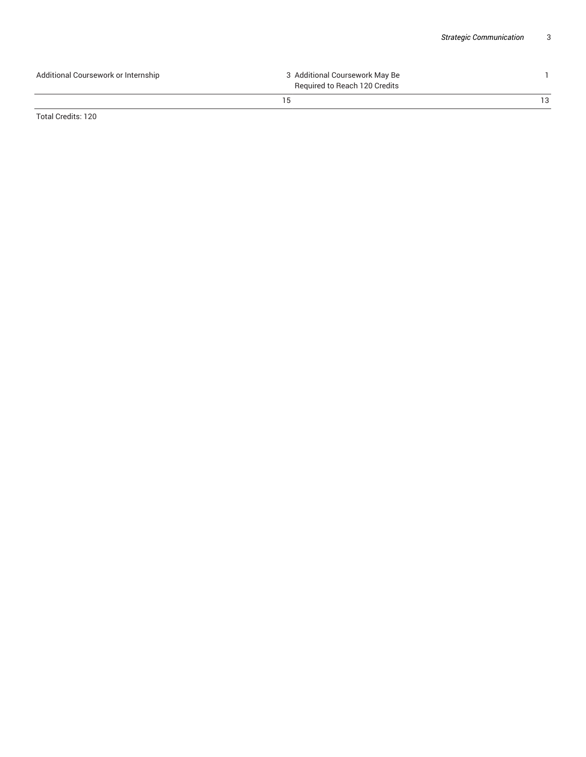| | | | |
|---|---|---|---|
| Additional Coursework or Internship | 3 | Additional Coursework May Be Required to Reach 120 Credits | 1 |
| | 15 | | 13 |

Total Credits: 120